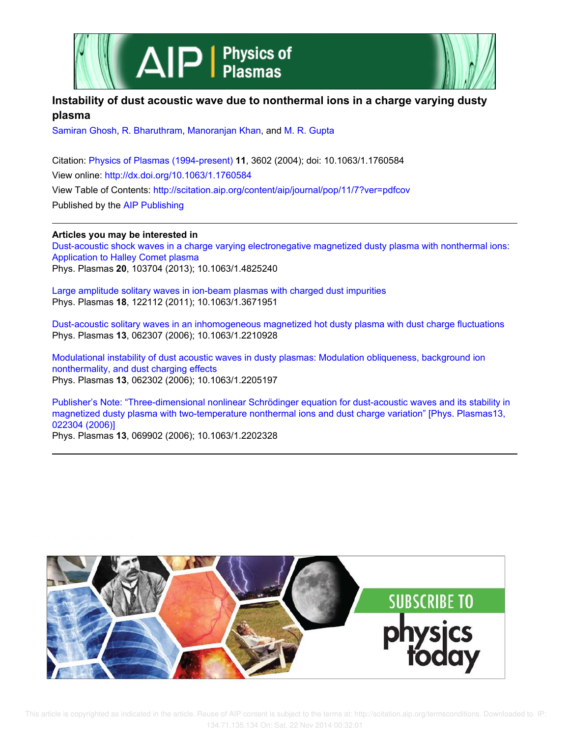# Instability of dust acoustic wave due to nonthermal ions in a charge varying dusty plasma

Samiran Ghosh, R. Bharuthram, Manoranjan Khan, and M. R. Gupta

Citation: Physics of Plasmas (1994-present) **11**, 3602 (2004); doi: 10.1063/1.1760584

View online: http://dx.doi.org/10.1063/1.1760584

View Table of Contents: http://scitation.aip.org/content/aip/journal/pop/11/7?ver=pdfcov

Published by the AIP Publishing

**Articles you may be interested in**

Dust-acoustic shock waves in a charge varying electronegative magnetized dusty plasma with nonthermal ions: Application to Halley Comet plasma
Phys. Plasmas **20**, 103704 (2013); 10.1063/1.4825240

Large amplitude solitary waves in ion-beam plasmas with charged dust impurities
Phys. Plasmas **18**, 122112 (2011); 10.1063/1.3671951

Dust-acoustic solitary waves in an inhomogeneous magnetized hot dusty plasma with dust charge fluctuations
Phys. Plasmas **13**, 062307 (2006); 10.1063/1.2210928

Modulational instability of dust acoustic waves in dusty plasmas: Modulation obliqueness, background ion nonthermality, and dust charging effects
Phys. Plasmas **13**, 062302 (2006); 10.1063/1.2205197

Publisher's Note: "Three-dimensional nonlinear Schrödinger equation for dust-acoustic waves and its stability in magnetized dusty plasma with two-temperature nonthermal ions and dust charge variation" [Phys. Plasmas13, 022304 (2006)]
Phys. Plasmas **13**, 069902 (2006); 10.1063/1.2202328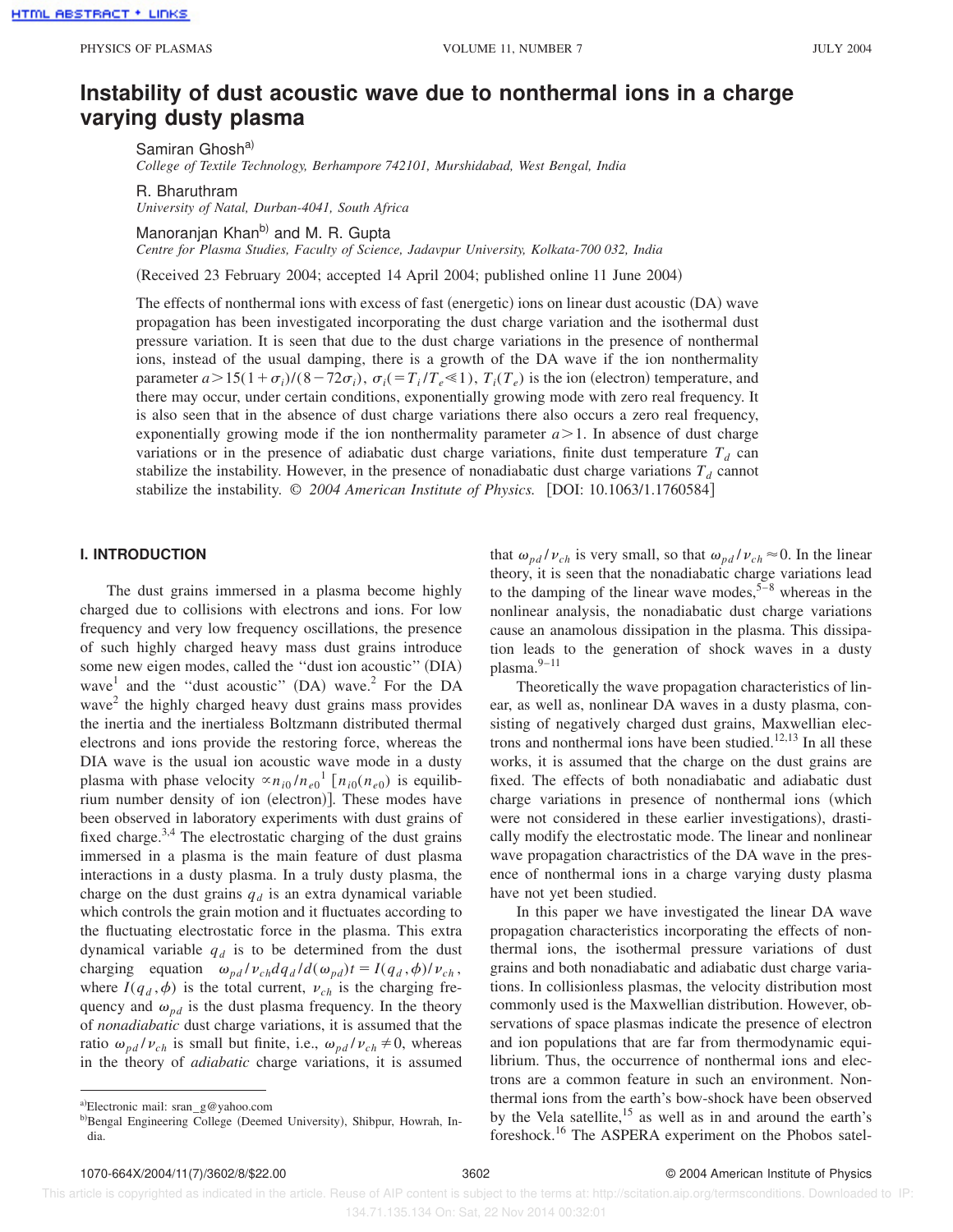# Instability of dust acoustic wave due to nonthermal ions in a charge varying dusty plasma

Samiran Ghosh[a)]

*College of Textile Technology, Berhampore 742101, Murshidabad, West Bengal, India*

R. Bharuthram

*University of Natal, Durban-4041, South Africa*

Manoranjan Khan[b)] and M. R. Gupta

*Centre for Plasma Studies, Faculty of Science, Jadavpur University, Kolkata-700 032, India*

(Received 23 February 2004; accepted 14 April 2004; published online 11 June 2004)

The effects of nonthermal ions with excess of fast (energetic) ions on linear dust acoustic (DA) wave propagation has been investigated incorporating the dust charge variation and the isothermal dust pressure variation. It is seen that due to the dust charge variations in the presence of nonthermal ions, instead of the usual damping, there is a growth of the DA wave if the ion nonthermality parameter $a > 15(1+\sigma_i)/(8-72\sigma_i)$, $\sigma_i(=T_i/T_e \ll 1)$, $T_i(T_e)$ is the ion (electron) temperature, and there may occur, under certain conditions, exponentially growing mode with zero real frequency. It is also seen that in the absence of dust charge variations there also occurs a zero real frequency, exponentially growing mode if the ion nonthermality parameter $a > 1$. In absence of dust charge variations or in the presence of adiabatic dust charge variations, finite dust temperature $T_d$ can stabilize the instability. However, in the presence of nonadiabatic dust charge variations $T_d$ cannot stabilize the instability. © *2004 American Institute of Physics.* [DOI: 10.1063/1.1760584]

## I. INTRODUCTION

The dust grains immersed in a plasma become highly charged due to collisions with electrons and ions. For low frequency and very low frequency oscillations, the presence of such highly charged heavy mass dust grains introduce some new eigen modes, called the "dust ion acoustic" (DIA) wave[1] and the "dust acoustic" (DA) wave.[2] For the DA wave[2] the highly charged heavy dust grains mass provides the inertia and the inertialess Boltzmann distributed thermal electrons and ions provide the restoring force, whereas the DIA wave is the usual ion acoustic wave mode in a dusty plasma with phase velocity $\propto n_{i0}/n_{e0}$[1] [$n_{i0}(n_{e0})$ is equilibrium number density of ion (electron)]. These modes have been observed in laboratory experiments with dust grains of fixed charge.[3,4] The electrostatic charging of the dust grains immersed in a plasma is the main feature of dust plasma interactions in a dusty plasma. In a truly dusty plasma, the charge on the dust grains $q_d$ is an extra dynamical variable which controls the grain motion and it fluctuates according to the fluctuating electrostatic force in the plasma. This extra dynamical variable $q_d$ is to be determined from the dust charging equation $\omega_{pd}/\nu_{ch} dq_d/d(\omega_{pd})t = I(q_d,\phi)/\nu_{ch}$, where $I(q_d,\phi)$ is the total current, $\nu_{ch}$ is the charging frequency and $\omega_{pd}$ is the dust plasma frequency. In the theory of *nonadiabatic* dust charge variations, it is assumed that the ratio $\omega_{pd}/\nu_{ch}$ is small but finite, i.e., $\omega_{pd}/\nu_{ch} \neq 0$, whereas in the theory of *adiabatic* charge variations, it is assumed that $\omega_{pd}/\nu_{ch}$ is very small, so that $\omega_{pd}/\nu_{ch} \approx 0$. In the linear theory, it is seen that the nonadiabatic charge variations lead to the damping of the linear wave modes,[5–8] whereas in the nonlinear analysis, the nonadiabatic dust charge variations cause an anamolous dissipation in the plasma. This dissipation leads to the generation of shock waves in a dusty plasma.[9–11]

Theoretically the wave propagation characteristics of linear, as well as, nonlinear DA waves in a dusty plasma, consisting of negatively charged dust grains, Maxwellian electrons and nonthermal ions have been studied.[12,13] In all these works, it is assumed that the charge on the dust grains are fixed. The effects of both nonadiabatic and adiabatic dust charge variations in presence of nonthermal ions (which were not considered in these earlier investigations), drastically modify the electrostatic mode. The linear and nonlinear wave propagation charactistics of the DA wave in the presence of nonthermal ions in a charge varying dusty plasma have not yet been studied.

In this paper we have investigated the linear DA wave propagation characteristics incorporating the effects of nonthermal ions, the isothermal pressure variations of dust grains and both nonadiabatic and adiabatic dust charge variations. In collisionless plasmas, the velocity distribution most commonly used is the Maxwellian distribution. However, observations of space plasmas indicate the presence of electron and ion populations that are far from thermodynamic equilibrium. Thus, the occurrence of nonthermal ions and electrons are a common feature in such an environment. Nonthermal ions from the earth's bow-shock have been observed by the Vela satellite,[15] as well as in and around the earth's foreshock.[16] The ASPERA experiment on the Phobos satel-

[a)]Electronic mail: sran_g@yahoo.com

[b)]Bengal Engineering College (Deemed University), Shibpur, Howrah, India.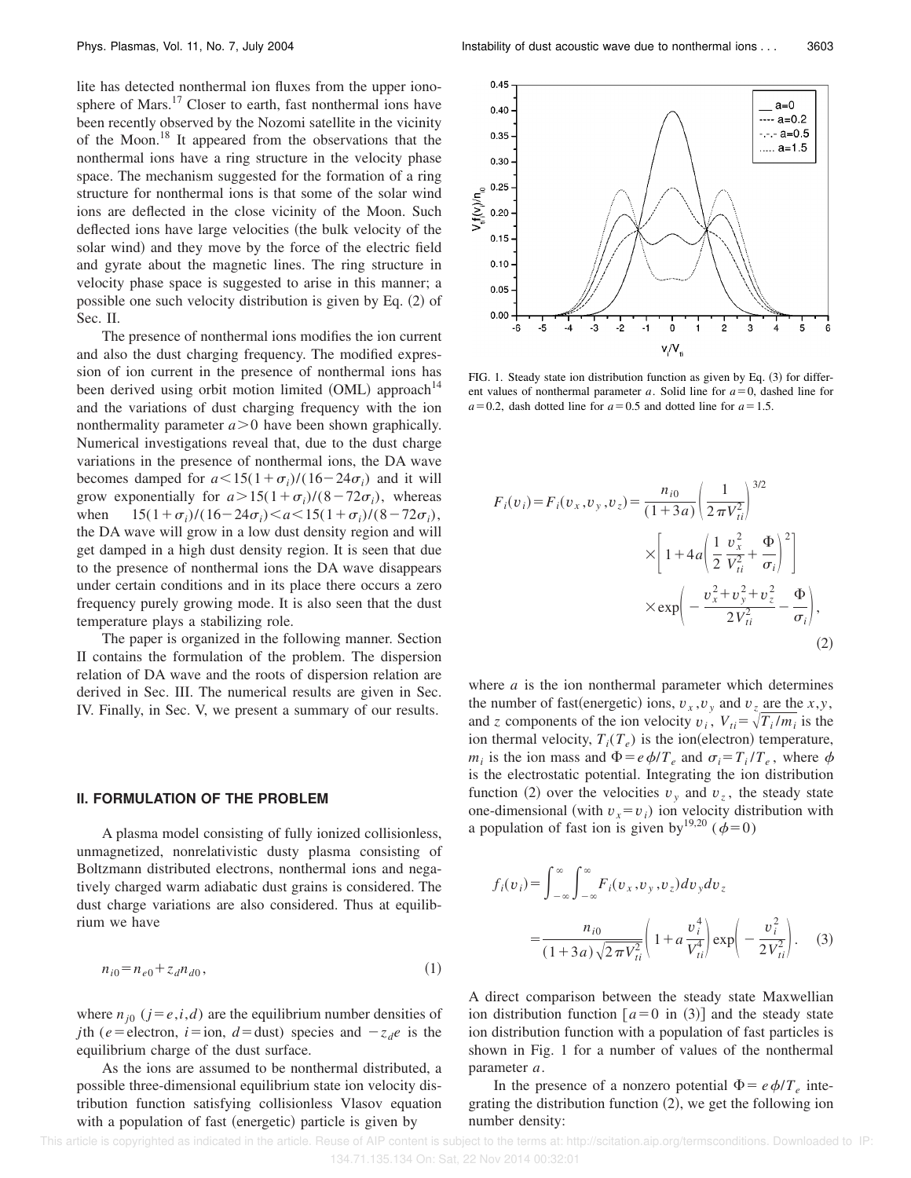lite has detected nonthermal ion fluxes from the upper ionosphere of Mars.[17] Closer to earth, fast nonthermal ions have been recently observed by the Nozomi satellite in the vicinity of the Moon.[18] It appeared from the observations that the nonthermal ions have a ring structure in the velocity phase space. The mechanism suggested for the formation of a ring structure for nonthermal ions is that some of the solar wind ions are deflected in the close vicinity of the Moon. Such deflected ions have large velocities (the bulk velocity of the solar wind) and they move by the force of the electric field and gyrate about the magnetic lines. The ring structure in velocity phase space is suggested to arise in this manner; a possible one such velocity distribution is given by Eq. (2) of Sec. II.

The presence of nonthermal ions modifies the ion current and also the dust charging frequency. The modified expression of ion current in the presence of nonthermal ions has been derived using orbit motion limited (OML) approach[14] and the variations of dust charging frequency with the ion nonthermality parameter $a>0$ have been shown graphically. Numerical investigations reveal that, due to the dust charge variations in the presence of nonthermal ions, the DA wave becomes damped for $a<15(1+\sigma_i)/(16-24\sigma_i)$ and it will grow exponentially for $a>15(1+\sigma_i)/(8-72\sigma_i)$, whereas when $15(1+\sigma_i)/(16-24\sigma_i)<a<15(1+\sigma_i)/(8-72\sigma_i)$, the DA wave will grow in a low dust density region and will get damped in a high dust density region. It is seen that due to the presence of nonthermal ions the DA wave disappears under certain conditions and in its place there occurs a zero frequency purely growing mode. It is also seen that the dust temperature plays a stabilizing role.

The paper is organized in the following manner. Section II contains the formulation of the problem. The dispersion relation of DA wave and the roots of dispersion relation are derived in Sec. III. The numerical results are given in Sec. IV. Finally, in Sec. V, we present a summary of our results.

## II. FORMULATION OF THE PROBLEM

A plasma model consisting of fully ionized collisionless, unmagnetized, nonrelativistic dusty plasma consisting of Boltzmann distributed electrons, nonthermal ions and negatively charged warm adiabatic dust grains is considered. The dust charge variations are also considered. Thus at equilibrium we have

$$n_{i0}=n_{e0}+z_d n_{d0}, \tag{1}$$

where $n_{j0}$ ($j=e,i,d$) are the equilibrium number densities of $j$th ($e=$electron, $i=$ion, $d=$dust) species and $-z_d e$ is the equilibrium charge of the dust surface.

As the ions are assumed to be nonthermal distributed, a possible three-dimensional equilibrium state ion velocity distribution function satisfying collisionless Vlasov equation with a population of fast (energetic) particle is given by

FIG. 1. Steady state ion distribution function as given by Eq. (3) for different values of nonthermal parameter $a$. Solid line for $a=0$, dashed line for $a=0.2$, dash dotted line for $a=0.5$ and dotted line for $a=1.5$.

$$F_i(v_i)=F_i(v_x,v_y,v_z)=\frac{n_{i0}}{(1+3a)}\left(\frac{1}{2\pi V_{ti}^2}\right)^{3/2}\times\left[1+4a\left(\frac{1}{2}\frac{v_x^2}{V_{ti}^2}+\frac{\Phi}{\sigma_i}\right)^2\right]\times\exp\left(-\frac{v_x^2+v_y^2+v_z^2}{2V_{ti}^2}-\frac{\Phi}{\sigma_i}\right), \tag{2}$$

where $a$ is the ion nonthermal parameter which determines the number of fast(energetic) ions, $v_x, v_y$ and $v_z$ are the $x,y$, and $z$ components of the ion velocity $v_i$, $V_{ti}=\sqrt{T_i/m_i}$ is the ion thermal velocity, $T_i(T_e)$ is the ion(electron) temperature, $m_i$ is the ion mass and $\Phi=e\phi/T_e$ and $\sigma_i=T_i/T_e$, where $\phi$ is the electrostatic potential. Integrating the ion distribution function (2) over the velocities $v_y$ and $v_z$, the steady state one-dimensional (with $v_x=v_i$) ion velocity distribution with a population of fast ion is given by[19,20] ($\phi=0$)

$$f_i(v_i)=\int_{-\infty}^{\infty}\int_{-\infty}^{\infty}F_i(v_x,v_y,v_z)dv_y dv_z = \frac{n_{i0}}{(1+3a)\sqrt{2\pi V_{ti}^2}}\left(1+a\frac{v_i^4}{V_{ti}^4}\right)\exp\left(-\frac{v_i^2}{2V_{ti}^2}\right). \tag{3}$$

A direct comparison between the steady state Maxwellian ion distribution function [$a=0$ in (3)] and the steady state ion distribution function with a population of fast particles is shown in Fig. 1 for a number of values of the nonthermal parameter $a$.

In the presence of a nonzero potential $\Phi=e\phi/T_e$ integrating the distribution function (2), we get the following ion number density: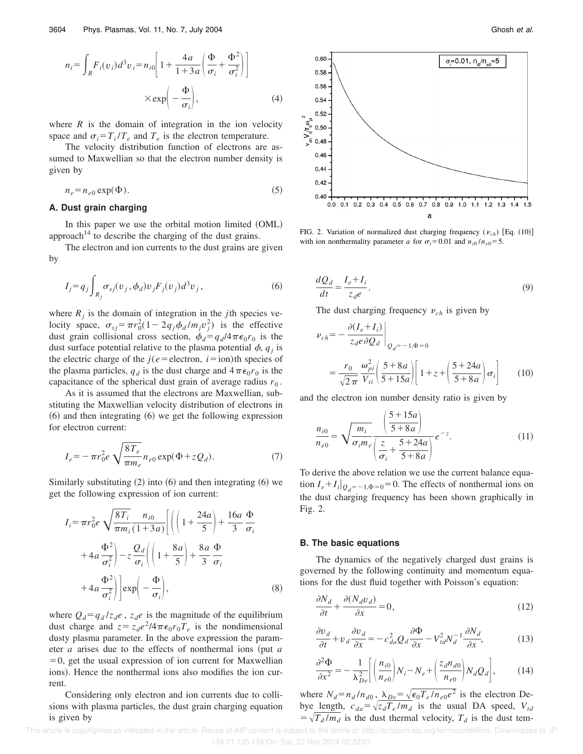$$n_i = \int_R F_i(v_i) d^3 v_i = n_{i0}\left[1 + \frac{4a}{1+3a}\left(\frac{\Phi}{\sigma_i} + \frac{\Phi^2}{\sigma_i^2}\right)\right] \times \exp\left(-\frac{\Phi}{\sigma_i}\right), \tag{4}$$

where $R$ is the domain of integration in the ion velocity space and $\sigma_i = T_i/T_e$ and $T_e$ is the electron temperature.

The velocity distribution function of electrons are assumed to Maxwellian so that the electron number density is given by

$$n_e = n_{e0}\exp(\Phi). \tag{5}$$

### A. Dust grain charging

In this paper we use the orbital motion limited (OML) approach[14] to describe the charging of the dust grains.

The electron and ion currents to the dust grains are given by

$$I_j = q_j \int_{R_j} \sigma_{sj}(v_j, \phi_d) v_j F_j(v_j) d^3 v_j, \tag{6}$$

where $R_j$ is the domain of integration in the $j$th species velocity space, $\sigma_{sj} = \pi r_0^2 (1 - 2q_j\phi_d/m_j v_j^2)$ is the effective dust grain collisional cross section, $\phi_d = q_d/4\pi\epsilon_0 r_0$ is the dust surface potential relative to the plasma potential $\phi$, $q_j$ is the electric charge of the $j$($e$=electron, $i$=ion)th species of the plasma particles, $q_d$ is the dust charge and $4\pi\epsilon_0 r_0$ is the capacitance of the spherical dust grain of average radius $r_0$.

As it is assumed that the electrons are Maxwellian, substituting the Maxwellian velocity distribution of electrons in (6) and then integrating (6) we get the following expression for electron current:

$$I_e = -\pi r_0^2 e \sqrt{\frac{8T_e}{\pi m_e}} n_{e0}\exp(\Phi + zQ_d). \tag{7}$$

Similarly substituting (2) into (6) and then integrating (6) we get the following expression of ion current:

$$I_i = \pi r_0^2 e \sqrt{\frac{8T_i}{\pi m_i}} \frac{n_{i0}}{(1+3a)}\left[\left(\left(1 + \frac{24a}{5}\right) + \frac{16a}{3}\frac{\Phi}{\sigma_i} + 4a\frac{\Phi^2}{\sigma_i^2}\right) - z\frac{Q_d}{\sigma_i}\left(\left(1 + \frac{8a}{5}\right) + \frac{8a}{3}\frac{\Phi}{\sigma_i} + 4a\frac{\Phi^2}{\sigma_i^2}\right)\right]\exp\left(-\frac{\Phi}{\sigma_i}\right), \tag{8}$$

where $Q_d = q_d/z_d e$, $z_d e$ is the magnitude of the equilibrium dust charge and $z = z_d e^2/4\pi\epsilon_0 r_0 T_e$ is the nondimensional dusty plasma parameter. In the above expression the parameter $a$ arises due to the effects of nonthermal ions (put $a=0$, get the usual expression of ion current for Maxwellian ions). Hence the nonthermal ions also modifies the ion current.

Considering only electron and ion currents due to collisions with plasma particles, the dust grain charging equation is given by

FIG. 2. Variation of normalized dust charging frequency ($\nu_{ch}$) [Eq. (10)] with ion nonthermality parameter $a$ for $\sigma_i = 0.01$ and $n_{i0}/n_{e0} = 5$.

$$\frac{dQ_d}{dt} = \frac{I_e + I_i}{z_d e}. \tag{9}$$

The dust charging frequency $\nu_{ch}$ is given by

$$\nu_{ch} = -\left.\frac{\partial(I_e + I_i)}{z_d e\,\partial Q_d}\right|_{Q_d=-1,\Phi=0} = \frac{r_0}{\sqrt{2\pi}}\frac{\omega_{pi}^2}{V_{ti}}\left(\frac{5+8a}{5+15a}\right)\left[1 + z + \left(\frac{5+24a}{5+8a}\right)\sigma_i\right] \tag{10}$$

and the electron ion number density ratio is given by

$$\frac{n_{i0}}{n_{e0}} = \sqrt{\frac{m_i}{\sigma_i m_e}}\frac{\left(\frac{5+15a}{5+8a}\right)}{\left(\frac{z}{\sigma_i} + \frac{5+24a}{5+8a}\right)}e^{-z}. \tag{11}$$

To derive the above relation we use the current balance equation $I_e + I_i|_{Q_d=-1,\Phi=0} = 0$. The effects of nonthermal ions on the dust charging frequency has been shown graphically in Fig. 2.

### B. The basic equations

The dynamics of the negatively charged dust grains is governed by the following continuity and momentum equations for the dust fluid together with Poisson's equation:

$$\frac{\partial N_d}{\partial t} + \frac{\partial(N_d v_d)}{\partial x} = 0, \tag{12}$$

$$\frac{\partial v_d}{\partial t} + v_d\frac{\partial v_d}{\partial x} = -c_{da}^2 Q_d\frac{\partial \Phi}{\partial x} - V_{td}^2 N_d^{-1}\frac{\partial N_d}{\partial x}, \tag{13}$$

$$\frac{\partial^2 \Phi}{\partial x^2} = -\frac{1}{\lambda_{De}^2}\left[\left(\frac{n_{i0}}{n_{e0}}\right)N_i - N_e + \left(\frac{z_d n_{d0}}{n_{e0}}\right)N_d Q_d\right], \tag{14}$$

where $N_d = n_d/n_{d0}$, $\lambda_{De} = \sqrt{\epsilon_0 T_e/n_{e0}e^2}$ is the electron Debye length, $c_{da} = \sqrt{z_d T_e/m_d}$ is the usual DA speed, $V_{td} = \sqrt{T_d/m_d}$ is the dust thermal velocity, $T_d$ is the dust tem-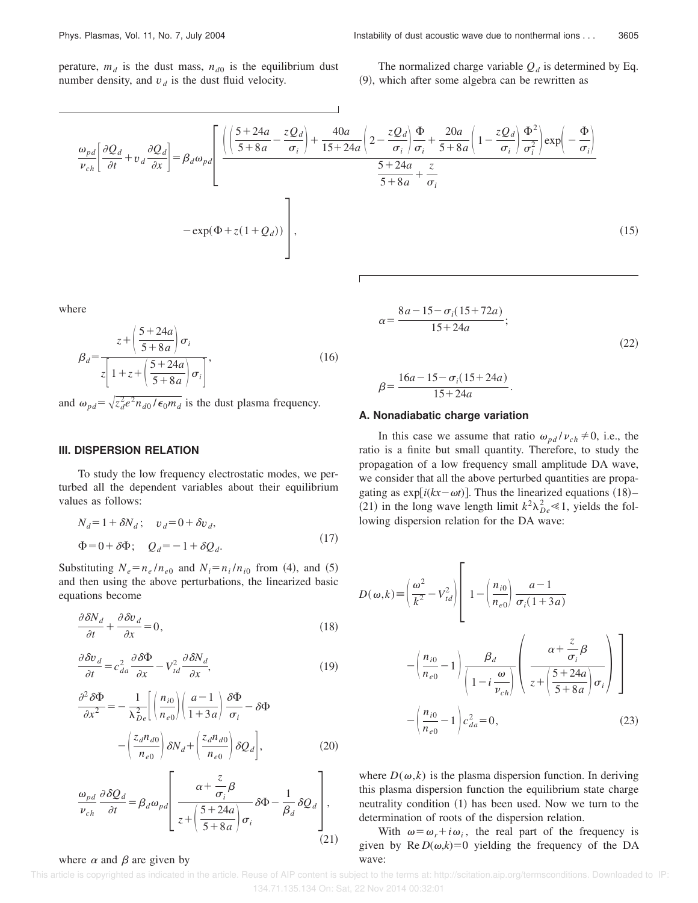perature, $m_d$ is the dust mass, $n_{d0}$ is the equilibrium dust number density, and $v_d$ is the dust fluid velocity.

The normalized charge variable $Q_d$ is determined by Eq. (9), which after some algebra can be rewritten as

$$\frac{\omega_{pd}}{\nu_{ch}}\left[\frac{\partial Q_d}{\partial t}+v_d\frac{\partial Q_d}{\partial x}\right]=\beta_d\omega_{pd}\left[\frac{\left(\left(\frac{5+24a}{5+8a}-\frac{zQ_d}{\sigma_i}\right)+\frac{40a}{15+24a}\left(2-\frac{zQ_d}{\sigma_i}\right)\frac{\Phi}{\sigma_i}+\frac{20a}{5+8a}\left(1-\frac{zQ_d}{\sigma_i}\right)\frac{\Phi^2}{\sigma_i^2}\right)\exp\left(-\frac{\Phi}{\sigma_i}\right)}{\frac{5+24a}{5+8a}+\frac{z}{\sigma_i}}-\exp(\Phi+z(1+Q_d))\right], \tag{15}$$

where

$$\beta_d=\frac{z+\left(\frac{5+24a}{5+8a}\right)\sigma_i}{z\left[1+z+\left(\frac{5+24a}{5+8a}\right)\sigma_i\right]}, \tag{16}$$

and $\omega_{pd}=\sqrt{z_d^2e^2n_{d0}/\epsilon_0 m_d}$ is the dust plasma frequency.

## III. DISPERSION RELATION

To study the low frequency electrostatic modes, we perturbed all the dependent variables about their equilibrium values as follows:

$$N_d=1+\delta N_d;\quad v_d=0+\delta v_d,$$
$$\Phi=0+\delta\Phi;\quad Q_d=-1+\delta Q_d. \tag{17}$$

Substituting $N_e=n_e/n_{e0}$ and $N_i=n_i/n_{i0}$ from (4), and (5) and then using the above perturbations, the linearized basic equations become

$$\frac{\partial\delta N_d}{\partial t}+\frac{\partial\delta v_d}{\partial x}=0, \tag{18}$$

$$\frac{\partial\delta v_d}{\partial t}=c_{da}^2\frac{\partial\delta\Phi}{\partial x}-V_{td}^2\frac{\partial\delta N_d}{\partial x}, \tag{19}$$

$$\frac{\partial^2\delta\Phi}{\partial x^2}=-\frac{1}{\lambda_{De}^2}\left[\left(\frac{n_{i0}}{n_{e0}}\right)\left(\frac{a-1}{1+3a}\right)\frac{\delta\Phi}{\sigma_i}-\delta\Phi-\left(\frac{z_dn_{d0}}{n_{e0}}\right)\delta N_d+\left(\frac{z_dn_{d0}}{n_{e0}}\right)\delta Q_d\right], \tag{20}$$

$$\frac{\omega_{pd}}{\nu_{ch}}\frac{\partial\delta Q_d}{\partial t}=\beta_d\omega_{pd}\left[\frac{\alpha+\frac{z}{\sigma_i}\beta}{z+\left(\frac{5+24a}{5+8a}\right)\sigma_i}\delta\Phi-\frac{1}{\beta_d}\delta Q_d\right], \tag{21}$$

where $\alpha$ and $\beta$ are given by

$$\alpha=\frac{8a-15-\sigma_i(15+72a)}{15+24a};$$
$$\beta=\frac{16a-15-\sigma_i(15+24a)}{15+24a}. \tag{22}$$

### A. Nonadiabatic charge variation

In this case we assume that ratio $\omega_{pd}/\nu_{ch}\neq 0$, i.e., the ratio is a finite but small quantity. Therefore, to study the propagation of a low frequency small amplitude DA wave, we consider that all the above perturbed quantities are propagating as $\exp[i(kx-\omega t)]$. Thus the linearized equations (18)–(21) in the long wave length limit $k^2\lambda_{De}^2\ll 1$, yields the following dispersion relation for the DA wave:

$$D(\omega,k)\equiv\left(\frac{\omega^2}{k^2}-V_{td}^2\right)\left[1-\left(\frac{n_{i0}}{n_{e0}}\right)\frac{a-1}{\sigma_i(1+3a)}-\left(\frac{n_{i0}}{n_{e0}}-1\right)\frac{\beta_d}{\left(1-i\frac{\omega}{\nu_{ch}}\right)}\left(\frac{\alpha+\frac{z}{\sigma_i}\beta}{z+\left(\frac{5+24a}{5+8a}\right)\sigma_i}\right)\right]-\left(\frac{n_{i0}}{n_{e0}}-1\right)c_{da}^2=0, \tag{23}$$

where $D(\omega,k)$ is the plasma dispersion function. In deriving this plasma dispersion function the equilibrium state charge neutrality condition (1) has been used. Now we turn to the determination of roots of the dispersion relation.

With $\omega=\omega_r+i\omega_i$, the real part of the frequency is given by $\mathrm{Re}\,D(\omega,k)=0$ yielding the frequency of the DA wave: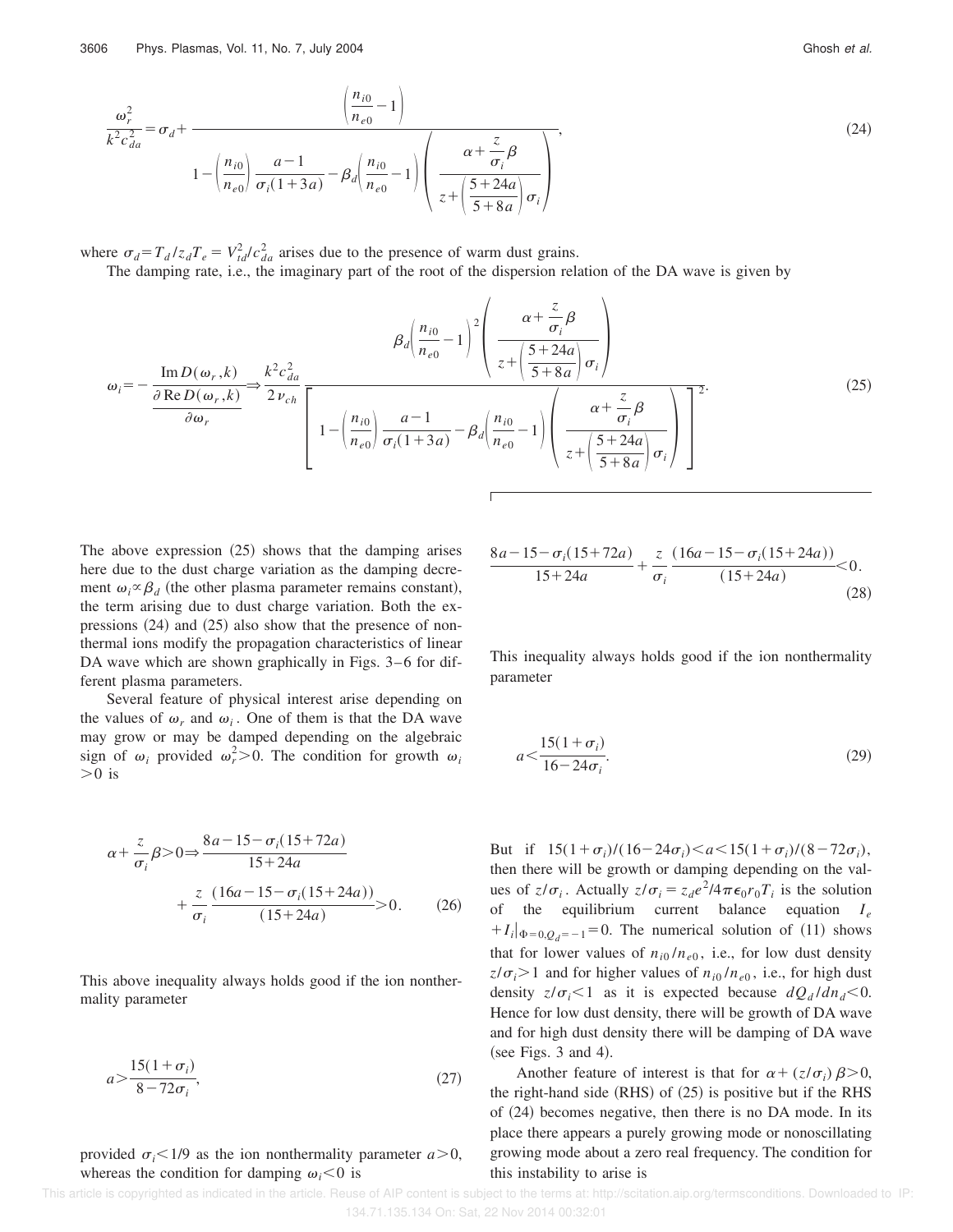$$\frac{\omega_r^2}{k^2 c_{da}^2} = \sigma_d + \frac{\left(\frac{n_{i0}}{n_{e0}} - 1\right)}{1 - \left(\frac{n_{i0}}{n_{e0}}\right)\frac{a-1}{\sigma_i(1+3a)} - \beta_d\left(\frac{n_{i0}}{n_{e0}} - 1\right)\left(\frac{\alpha + \frac{z}{\sigma_i}\beta}{z + \left(\frac{5+24a}{5+8a}\right)\sigma_i}\right)}, \tag{24}$$

where $\sigma_d = T_d / z_d T_e = V_{td}^2 / c_{da}^2$ arises due to the presence of warm dust grains.

The damping rate, i.e., the imaginary part of the root of the dispersion relation of the DA wave is given by

$$\omega_i = -\frac{\operatorname{Im} D(\omega_r, k)}{\frac{\partial \operatorname{Re} D(\omega_r, k)}{\partial \omega_r}} \Rightarrow \frac{k^2 c_{da}^2}{2\nu_{ch}} \frac{\beta_d\left(\frac{n_{i0}}{n_{e0}} - 1\right)^2 \left(\frac{\alpha + \frac{z}{\sigma_i}\beta}{z + \left(\frac{5+24a}{5+8a}\right)\sigma_i}\right)}{\left[1 - \left(\frac{n_{i0}}{n_{e0}}\right)\frac{a-1}{\sigma_i(1+3a)} - \beta_d\left(\frac{n_{i0}}{n_{e0}} - 1\right)\left(\frac{\alpha + \frac{z}{\sigma_i}\beta}{z + \left(\frac{5+24a}{5+8a}\right)\sigma_i}\right)\right]^2}. \tag{25}$$

The above expression (25) shows that the damping arises here due to the dust charge variation as the damping decrement $\omega_i \propto \beta_d$ (the other plasma parameter remains constant), the term arising due to dust charge variation. Both the expressions (24) and (25) also show that the presence of nonthermal ions modify the propagation characteristics of linear DA wave which are shown graphically in Figs. 3–6 for different plasma parameters.

Several feature of physical interest arise depending on the values of $\omega_r$ and $\omega_i$. One of them is that the DA wave may grow or may be damped depending on the algebraic sign of $\omega_i$ provided $\omega_r^2 > 0$. The condition for growth $\omega_i > 0$ is

$$\alpha + \frac{z}{\sigma_i}\beta > 0 \Rightarrow \frac{8a - 15 - \sigma_i(15+72a)}{15+24a} + \frac{z}{\sigma_i}\frac{(16a - 15 - \sigma_i(15+24a))}{(15+24a)} > 0. \tag{26}$$

This above inequality always holds good if the ion nonthermality parameter

$$a > \frac{15(1+\sigma_i)}{8 - 72\sigma_i}, \tag{27}$$

provided $\sigma_i < 1/9$ as the ion nonthermality parameter $a > 0$, whereas the condition for damping $\omega_i < 0$ is

$$\frac{8a - 15 - \sigma_i(15+72a)}{15+24a} + \frac{z}{\sigma_i}\frac{(16a - 15 - \sigma_i(15+24a))}{(15+24a)} < 0. \tag{28}$$

This inequality always holds good if the ion nonthermality parameter

$$a < \frac{15(1+\sigma_i)}{16 - 24\sigma_i}. \tag{29}$$

But if $15(1+\sigma_i)/(16-24\sigma_i) < a < 15(1+\sigma_i)/(8-72\sigma_i)$, then there will be growth or damping depending on the values of $z/\sigma_i$. Actually $z/\sigma_i = z_d e^2 / 4\pi\epsilon_0 r_0 T_i$ is the solution of the equilibrium current balance equation $I_e + I_i|_{\Phi=0, Q_d=-1} = 0$. The numerical solution of (11) shows that for lower values of $n_{i0}/n_{e0}$, i.e., for low dust density $z/\sigma_i > 1$ and for higher values of $n_{i0}/n_{e0}$, i.e., for high dust density $z/\sigma_i < 1$ as it is expected because $dQ_d/dn_d < 0$. Hence for low dust density, there will be growth of DA wave and for high dust density there will be damping of DA wave (see Figs. 3 and 4).

Another feature of interest is that for $\alpha + (z/\sigma_i)\beta > 0$, the right-hand side (RHS) of (25) is positive but if the RHS of (24) becomes negative, then there is no DA mode. In its place there appears a purely growing mode or nonoscillating growing mode about a zero real frequency. The condition for this instability to arise is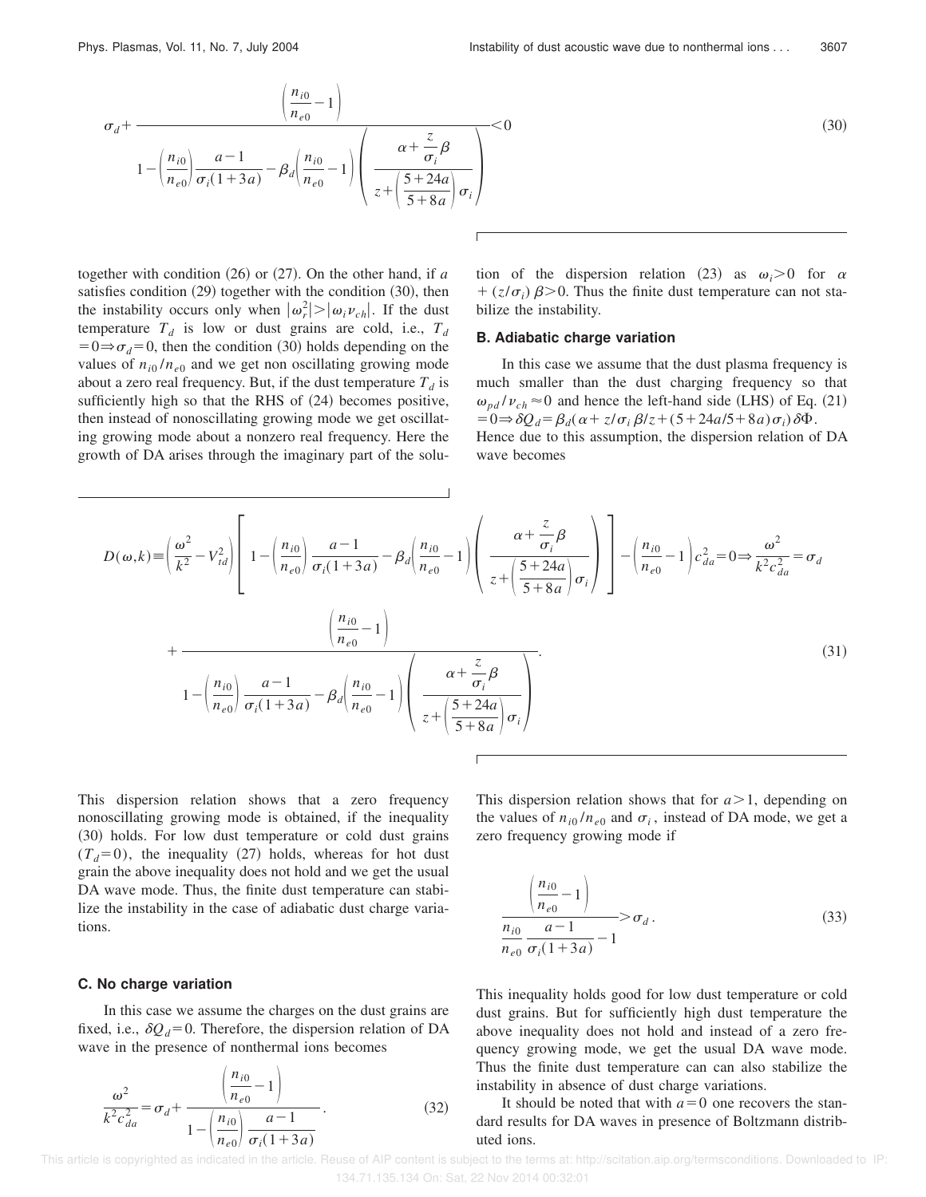$$\sigma_d + \frac{\left(\frac{n_{i0}}{n_{e0}} - 1\right)}{1 - \left(\frac{n_{i0}}{n_{e0}}\right)\frac{a-1}{\sigma_i(1+3a)} - \beta_d\left(\frac{n_{i0}}{n_{e0}} - 1\right)\left(\frac{\alpha + \frac{z}{\sigma_i}\beta}{z + \left(\frac{5+24a}{5+8a}\right)\sigma_i}\right)} < 0 \tag{30}$$

together with condition (26) or (27). On the other hand, if $a$ satisfies condition (29) together with the condition (30), then the instability occurs only when $|\omega_r^2| > |\omega_i \nu_{ch}|$. If the dust temperature $T_d$ is low or dust grains are cold, i.e., $T_d = 0 \Rightarrow \sigma_d = 0$, then the condition (30) holds depending on the values of $n_{i0}/n_{e0}$ and we get non oscillating growing mode about a zero real frequency. But, if the dust temperature $T_d$ is sufficiently high so that the RHS of (24) becomes positive, then instead of nonoscillating growing mode we get oscillating growing mode about a nonzero real frequency. Here the growth of DA arises through the imaginary part of the solution of the dispersion relation (23) as $\omega_i > 0$ for $\alpha + (z/\sigma_i)\beta > 0$. Thus the finite dust temperature can not stabilize the instability.

### B. Adiabatic charge variation

In this case we assume that the dust plasma frequency is much smaller than the dust charging frequency so that $\omega_{pd}/\nu_{ch} \approx 0$ and hence the left-hand side (LHS) of Eq. (21) $= 0 \Rightarrow \delta Q_d = \beta_d(\alpha + z/\sigma_i \beta / z + (5+24a/5+8a)\sigma_i)\delta\Phi$. Hence due to this assumption, the dispersion relation of DA wave becomes

$$D(\omega,k) \equiv \left(\frac{\omega^2}{k^2} - V_{td}^2\right)\left[1 - \left(\frac{n_{i0}}{n_{e0}}\right)\frac{a-1}{\sigma_i(1+3a)} - \beta_d\left(\frac{n_{i0}}{n_{e0}} - 1\right)\left(\frac{\alpha + \frac{z}{\sigma_i}\beta}{z + \left(\frac{5+24a}{5+8a}\right)\sigma_i}\right)\right] - \left(\frac{n_{i0}}{n_{e0}} - 1\right)c_{da}^2 = 0 \Rightarrow \frac{\omega^2}{k^2 c_{da}^2} = \sigma_d + \frac{\left(\frac{n_{i0}}{n_{e0}} - 1\right)}{1 - \left(\frac{n_{i0}}{n_{e0}}\right)\frac{a-1}{\sigma_i(1+3a)} - \beta_d\left(\frac{n_{i0}}{n_{e0}} - 1\right)\left(\frac{\alpha + \frac{z}{\sigma_i}\beta}{z + \left(\frac{5+24a}{5+8a}\right)\sigma_i}\right)}. \tag{31}$$

This dispersion relation shows that a zero frequency nonoscillating growing mode is obtained, if the inequality (30) holds. For low dust temperature or cold dust grains ($T_d = 0$), the inequality (27) holds, whereas for hot dust grain the above inequality does not hold and we get the usual DA wave mode. Thus, the finite dust temperature can stabilize the instability in the case of adiabatic dust charge variations.

### C. No charge variation

In this case we assume the charges on the dust grains are fixed, i.e., $\delta Q_d = 0$. Therefore, the dispersion relation of DA wave in the presence of nonthermal ions becomes

$$\frac{\omega^2}{k^2 c_{da}^2} = \sigma_d + \frac{\left(\frac{n_{i0}}{n_{e0}} - 1\right)}{1 - \left(\frac{n_{i0}}{n_{e0}}\right)\frac{a-1}{\sigma_i(1+3a)}}. \tag{32}$$

This dispersion relation shows that for $a > 1$, depending on the values of $n_{i0}/n_{e0}$ and $\sigma_i$, instead of DA mode, we get a zero frequency growing mode if

$$\frac{\left(\frac{n_{i0}}{n_{e0}} - 1\right)}{\frac{n_{i0}}{n_{e0}}\frac{a-1}{\sigma_i(1+3a)} - 1} > \sigma_d. \tag{33}$$

This inequality holds good for low dust temperature or cold dust grains. But for sufficiently high dust temperature the above inequality does not hold and instead of a zero frequency growing mode, we get the usual DA wave mode. Thus the finite dust temperature can can also stabilize the instability in absence of dust charge variations.

It should be noted that with $a = 0$ one recovers the standard results for DA waves in presence of Boltzmann distributed ions.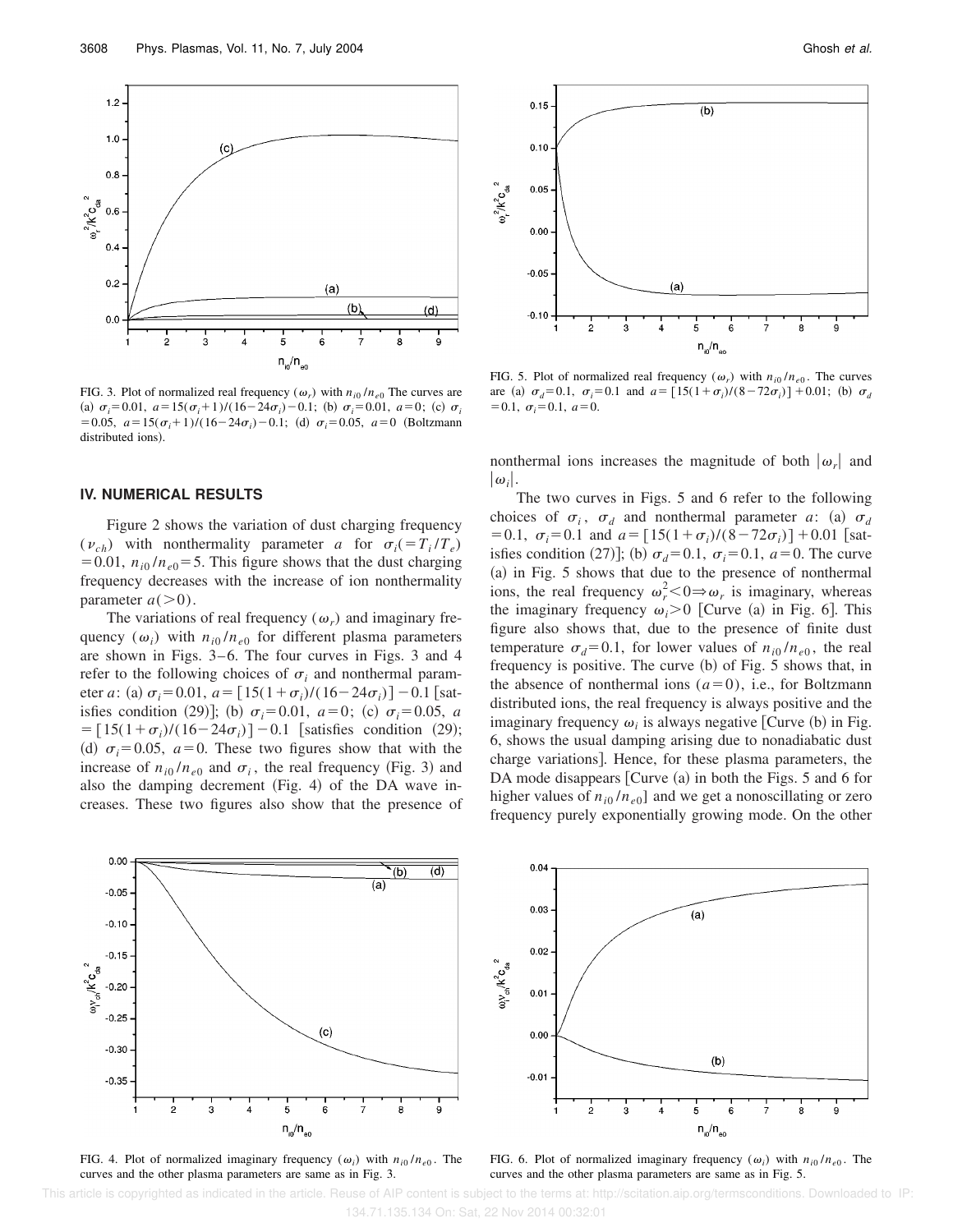FIG. 3. Plot of normalized real frequency ($\omega_r$) with $n_{i0}/n_{e0}$ The curves are (a) $\sigma_i = 0.01$, $a = 15(\sigma_i + 1)/(16 - 24\sigma_i) - 0.1$; (b) $\sigma_i = 0.01$, $a = 0$; (c) $\sigma_i = 0.05$, $a = 15(\sigma_i + 1)/(16 - 24\sigma_i) - 0.1$; (d) $\sigma_i = 0.05$, $a = 0$ (Boltzmann distributed ions).

FIG. 5. Plot of normalized real frequency ($\omega_r$) with $n_{i0}/n_{e0}$. The curves are (a) $\sigma_d = 0.1$, $\sigma_i = 0.1$ and $a = [15(1+\sigma_i)/(8 - 72\sigma_i)] + 0.01$; (b) $\sigma_d = 0.1$, $\sigma_i = 0.1$, $a = 0$.

## IV. NUMERICAL RESULTS

Figure 2 shows the variation of dust charging frequency ($\nu_{ch}$) with nonthermality parameter $a$ for $\sigma_i (= T_i/T_e) = 0.01$, $n_{i0}/n_{e0} = 5$. This figure shows that the dust charging frequency decreases with the increase of ion nonthermality parameter $a(>0)$.

The variations of real frequency ($\omega_r$) and imaginary frequency ($\omega_i$) with $n_{i0}/n_{e0}$ for different plasma parameters are shown in Figs. 3–6. The four curves in Figs. 3 and 4 refer to the following choices of $\sigma_i$ and nonthermal parameter $a$: (a) $\sigma_i = 0.01$, $a = [15(1+\sigma_i)/(16 - 24\sigma_i)] - 0.1$ [satisfies condition (29)]; (b) $\sigma_i = 0.01$, $a = 0$; (c) $\sigma_i = 0.05$, $a = [15(1+\sigma_i)/(16 - 24\sigma_i)] - 0.1$ [satisfies condition (29); (d) $\sigma_i = 0.05$, $a = 0$. These two figures show that with the increase of $n_{i0}/n_{e0}$ and $\sigma_i$, the real frequency (Fig. 3) and also the damping decrement (Fig. 4) of the DA wave increases. These two figures also show that the presence of nonthermal ions increases the magnitude of both $|\omega_r|$ and $|\omega_i|$.

The two curves in Figs. 5 and 6 refer to the following choices of $\sigma_i$, $\sigma_d$ and nonthermal parameter $a$: (a) $\sigma_d = 0.1$, $\sigma_i = 0.1$ and $a = [15(1+\sigma_i)/(8 - 72\sigma_i)] + 0.01$ [satisfies condition (27)]; (b) $\sigma_d = 0.1$, $\sigma_i = 0.1$, $a = 0$. The curve (a) in Fig. 5 shows that due to the presence of nonthermal ions, the real frequency $\omega_r^2 < 0 \Rightarrow \omega_r$ is imaginary, whereas the imaginary frequency $\omega_i > 0$ [Curve (a) in Fig. 6]. This figure also shows that, due to the presence of finite dust temperature $\sigma_d = 0.1$, for lower values of $n_{i0}/n_{e0}$, the real frequency is positive. The curve (b) of Fig. 5 shows that, in the absence of nonthermal ions ($a = 0$), i.e., for Boltzmann distributed ions, the real frequency is always positive and the imaginary frequency $\omega_i$ is always negative [Curve (b) in Fig. 6, shows the usual damping arising due to nonadiabatic dust charge variations]. Hence, for these plasma parameters, the DA mode disappears [Curve (a) in both the Figs. 5 and 6 for higher values of $n_{i0}/n_{e0}$] and we get a nonoscillating or zero frequency purely exponentially growing mode. On the other

FIG. 4. Plot of normalized imaginary frequency ($\omega_i$) with $n_{i0}/n_{e0}$. The curves and the other plasma parameters are same as in Fig. 3.

FIG. 6. Plot of normalized imaginary frequency ($\omega_i$) with $n_{i0}/n_{e0}$. The curves and the other plasma parameters are same as in Fig. 5.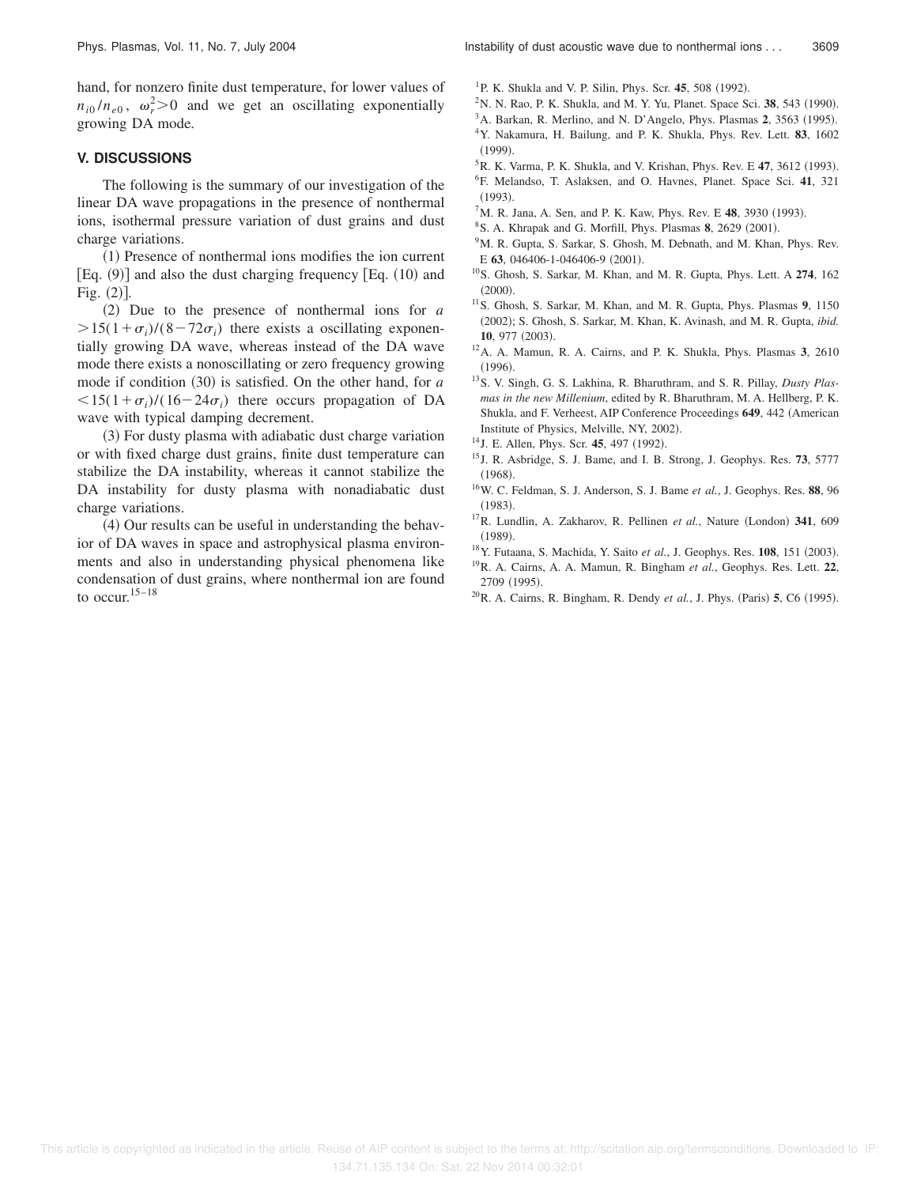hand, for nonzero finite dust temperature, for lower values of $n_{i0}/n_{e0}$, $\omega_r^2>0$ and we get an oscillating exponentially growing DA mode.

## V. DISCUSSIONS

The following is the summary of our investigation of the linear DA wave propagations in the presence of nonthermal ions, isothermal pressure variation of dust grains and dust charge variations.

(1) Presence of nonthermal ions modifies the ion current [Eq. (9)] and also the dust charging frequency [Eq. (10) and Fig. (2)].

(2) Due to the presence of nonthermal ions for $a > 15(1+\sigma_i)/(8-72\sigma_i)$ there exists a oscillating exponentially growing DA wave, whereas instead of the DA wave mode there exists a nonoscillating or zero frequency growing mode if condition (30) is satisfied. On the other hand, for $a < 15(1+\sigma_i)/(16-24\sigma_i)$ there occurs propagation of DA wave with typical damping decrement.

(3) For dusty plasma with adiabatic dust charge variation or with fixed charge dust grains, finite dust temperature can stabilize the DA instability, whereas it cannot stabilize the DA instability for dusty plasma with nonadiabatic dust charge variations.

(4) Our results can be useful in understanding the behavior of DA waves in space and astrophysical plasma environments and also in understanding physical phenomena like condensation of dust grains, where nonthermal ion are found to occur.[15–18]

[1] P. K. Shukla and V. P. Silin, Phys. Scr. **45**, 508 (1992).

[2] N. N. Rao, P. K. Shukla, and M. Y. Yu, Planet. Space Sci. **38**, 543 (1990).

[3] A. Barkan, R. Merlino, and N. D'Angelo, Phys. Plasmas **2**, 3563 (1995).

[4] Y. Nakamura, H. Bailung, and P. K. Shukla, Phys. Rev. Lett. **83**, 1602 (1999).

[5] R. K. Varma, P. K. Shukla, and V. Krishan, Phys. Rev. E **47**, 3612 (1993).

[6] F. Melandso, T. Aslaksen, and O. Havnes, Planet. Space Sci. **41**, 321 (1993).

[7] M. R. Jana, A. Sen, and P. K. Kaw, Phys. Rev. E **48**, 3930 (1993).

[8] S. A. Khrapak and G. Morfill, Phys. Plasmas **8**, 2629 (2001).

[9] M. R. Gupta, S. Sarkar, S. Ghosh, M. Debnath, and M. Khan, Phys. Rev. E **63**, 046406-1-046406-9 (2001).

[10] S. Ghosh, S. Sarkar, M. Khan, and M. R. Gupta, Phys. Lett. A **274**, 162 (2000).

[11] S. Ghosh, S. Sarkar, M. Khan, and M. R. Gupta, Phys. Plasmas **9**, 1150 (2002); S. Ghosh, S. Sarkar, M. Khan, K. Avinash, and M. R. Gupta, *ibid.* **10**, 977 (2003).

[12] A. A. Mamun, R. A. Cairns, and P. K. Shukla, Phys. Plasmas **3**, 2610 (1996).

[13] S. V. Singh, G. S. Lakhina, R. Bharuthram, and S. R. Pillay, *Dusty Plasmas in the new Millenium*, edited by R. Bharuthram, M. A. Hellberg, P. K. Shukla, and F. Verheest, AIP Conference Proceedings **649**, 442 (American Institute of Physics, Melville, NY, 2002).

[14] J. E. Allen, Phys. Scr. **45**, 497 (1992).

[15] J. R. Asbridge, S. J. Bame, and I. B. Strong, J. Geophys. Res. **73**, 5777 (1968).

[16] W. C. Feldman, S. J. Anderson, S. J. Bame *et al.*, J. Geophys. Res. **88**, 96 (1983).

[17] R. Lundlin, A. Zakharov, R. Pellinen *et al.*, Nature (London) **341**, 609 (1989).

[18] Y. Futaana, S. Machida, Y. Saito *et al.*, J. Geophys. Res. **108**, 151 (2003).

[19] R. A. Cairns, A. A. Mamun, R. Bingham *et al.*, Geophys. Res. Lett. **22**, 2709 (1995).

[20] R. A. Cairns, R. Bingham, R. Dendy *et al.*, J. Phys. (Paris) **5**, C6 (1995).